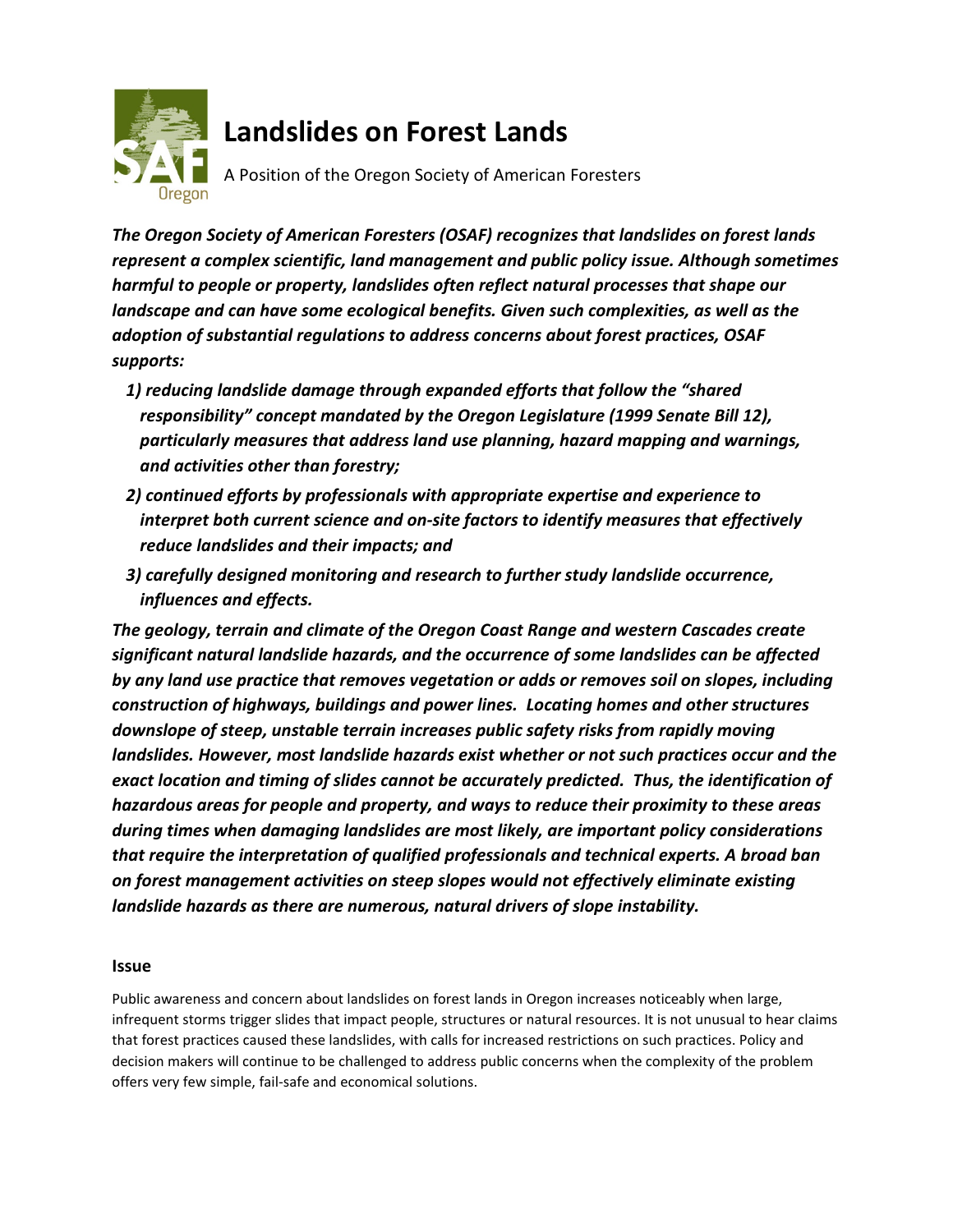# Landslides on Forest Lands

A Position of the Oregon Society of American Foresters

***The Oregon Society of American Foresters (OSAF) recognizes that landslides on forest lands represent a complex scientific, land management and public policy issue. Although sometimes harmful to people or property, landslides often reflect natural processes that shape our landscape and can have some ecological benefits. Given such complexities, as well as the adoption of substantial regulations to address concerns about forest practices, OSAF supports:***

1) ***reducing landslide damage through expanded efforts that follow the "shared responsibility" concept mandated by the Oregon Legislature (1999 Senate Bill 12), particularly measures that address land use planning, hazard mapping and warnings, and activities other than forestry;***
2) ***continued efforts by professionals with appropriate expertise and experience to interpret both current science and on-site factors to identify measures that effectively reduce landslides and their impacts; and***
3) ***carefully designed monitoring and research to further study landslide occurrence, influences and effects.***

***The geology, terrain and climate of the Oregon Coast Range and western Cascades create significant natural landslide hazards, and the occurrence of some landslides can be affected by any land use practice that removes vegetation or adds or removes soil on slopes, including construction of highways, buildings and power lines. Locating homes and other structures downslope of steep, unstable terrain increases public safety risks from rapidly moving landslides. However, most landslide hazards exist whether or not such practices occur and the exact location and timing of slides cannot be accurately predicted. Thus, the identification of hazardous areas for people and property, and ways to reduce their proximity to these areas during times when damaging landslides are most likely, are important policy considerations that require the interpretation of qualified professionals and technical experts. A broad ban on forest management activities on steep slopes would not effectively eliminate existing landslide hazards as there are numerous, natural drivers of slope instability.***

## Issue

Public awareness and concern about landslides on forest lands in Oregon increases noticeably when large, infrequent storms trigger slides that impact people, structures or natural resources. It is not unusual to hear claims that forest practices caused these landslides, with calls for increased restrictions on such practices. Policy and decision makers will continue to be challenged to address public concerns when the complexity of the problem offers very few simple, fail-safe and economical solutions.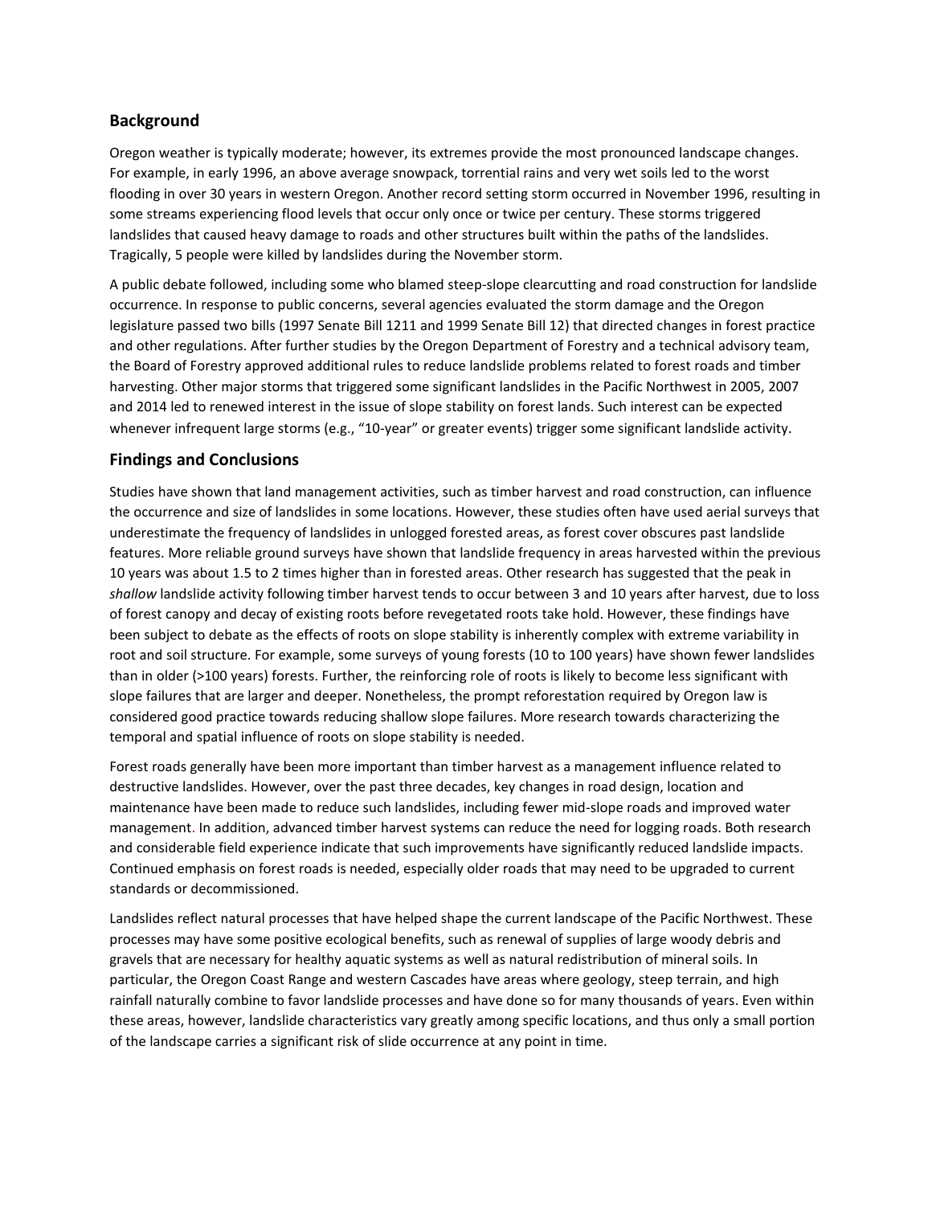## Background

Oregon weather is typically moderate; however, its extremes provide the most pronounced landscape changes. For example, in early 1996, an above average snowpack, torrential rains and very wet soils led to the worst flooding in over 30 years in western Oregon. Another record setting storm occurred in November 1996, resulting in some streams experiencing flood levels that occur only once or twice per century. These storms triggered landslides that caused heavy damage to roads and other structures built within the paths of the landslides. Tragically, 5 people were killed by landslides during the November storm.

A public debate followed, including some who blamed steep-slope clearcutting and road construction for landslide occurrence. In response to public concerns, several agencies evaluated the storm damage and the Oregon legislature passed two bills (1997 Senate Bill 1211 and 1999 Senate Bill 12) that directed changes in forest practice and other regulations. After further studies by the Oregon Department of Forestry and a technical advisory team, the Board of Forestry approved additional rules to reduce landslide problems related to forest roads and timber harvesting. Other major storms that triggered some significant landslides in the Pacific Northwest in 2005, 2007 and 2014 led to renewed interest in the issue of slope stability on forest lands. Such interest can be expected whenever infrequent large storms (e.g., "10-year" or greater events) trigger some significant landslide activity.

## Findings and Conclusions

Studies have shown that land management activities, such as timber harvest and road construction, can influence the occurrence and size of landslides in some locations. However, these studies often have used aerial surveys that underestimate the frequency of landslides in unlogged forested areas, as forest cover obscures past landslide features. More reliable ground surveys have shown that landslide frequency in areas harvested within the previous 10 years was about 1.5 to 2 times higher than in forested areas. Other research has suggested that the peak in *shallow* landslide activity following timber harvest tends to occur between 3 and 10 years after harvest, due to loss of forest canopy and decay of existing roots before revegetated roots take hold. However, these findings have been subject to debate as the effects of roots on slope stability is inherently complex with extreme variability in root and soil structure. For example, some surveys of young forests (10 to 100 years) have shown fewer landslides than in older (>100 years) forests. Further, the reinforcing role of roots is likely to become less significant with slope failures that are larger and deeper. Nonetheless, the prompt reforestation required by Oregon law is considered good practice towards reducing shallow slope failures. More research towards characterizing the temporal and spatial influence of roots on slope stability is needed.

Forest roads generally have been more important than timber harvest as a management influence related to destructive landslides. However, over the past three decades, key changes in road design, location and maintenance have been made to reduce such landslides, including fewer mid-slope roads and improved water management. In addition, advanced timber harvest systems can reduce the need for logging roads. Both research and considerable field experience indicate that such improvements have significantly reduced landslide impacts. Continued emphasis on forest roads is needed, especially older roads that may need to be upgraded to current standards or decommissioned.

Landslides reflect natural processes that have helped shape the current landscape of the Pacific Northwest. These processes may have some positive ecological benefits, such as renewal of supplies of large woody debris and gravels that are necessary for healthy aquatic systems as well as natural redistribution of mineral soils. In particular, the Oregon Coast Range and western Cascades have areas where geology, steep terrain, and high rainfall naturally combine to favor landslide processes and have done so for many thousands of years. Even within these areas, however, landslide characteristics vary greatly among specific locations, and thus only a small portion of the landscape carries a significant risk of slide occurrence at any point in time.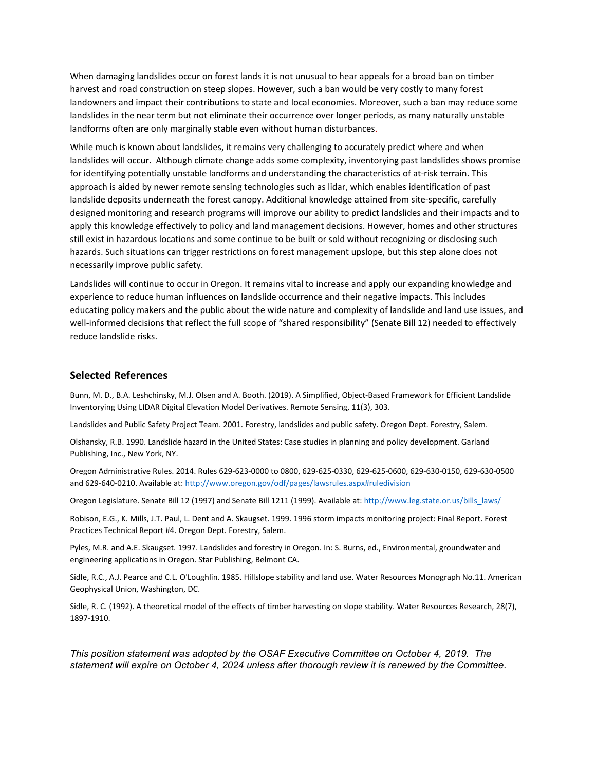When damaging landslides occur on forest lands it is not unusual to hear appeals for a broad ban on timber harvest and road construction on steep slopes. However, such a ban would be very costly to many forest landowners and impact their contributions to state and local economies. Moreover, such a ban may reduce some landslides in the near term but not eliminate their occurrence over longer periods, as many naturally unstable landforms often are only marginally stable even without human disturbances.

While much is known about landslides, it remains very challenging to accurately predict where and when landslides will occur. Although climate change adds some complexity, inventorying past landslides shows promise for identifying potentially unstable landforms and understanding the characteristics of at-risk terrain. This approach is aided by newer remote sensing technologies such as lidar, which enables identification of past landslide deposits underneath the forest canopy. Additional knowledge attained from site-specific, carefully designed monitoring and research programs will improve our ability to predict landslides and their impacts and to apply this knowledge effectively to policy and land management decisions. However, homes and other structures still exist in hazardous locations and some continue to be built or sold without recognizing or disclosing such hazards. Such situations can trigger restrictions on forest management upslope, but this step alone does not necessarily improve public safety.

Landslides will continue to occur in Oregon. It remains vital to increase and apply our expanding knowledge and experience to reduce human influences on landslide occurrence and their negative impacts. This includes educating policy makers and the public about the wide nature and complexity of landslide and land use issues, and well-informed decisions that reflect the full scope of "shared responsibility" (Senate Bill 12) needed to effectively reduce landslide risks.

## Selected References

Bunn, M. D., B.A. Leshchinsky, M.J. Olsen and A. Booth. (2019). A Simplified, Object-Based Framework for Efficient Landslide Inventorying Using LIDAR Digital Elevation Model Derivatives. Remote Sensing, 11(3), 303.

Landslides and Public Safety Project Team. 2001. Forestry, landslides and public safety. Oregon Dept. Forestry, Salem.

Olshansky, R.B. 1990. Landslide hazard in the United States: Case studies in planning and policy development. Garland Publishing, Inc., New York, NY.

Oregon Administrative Rules. 2014. Rules 629-623-0000 to 0800, 629-625-0330, 629-625-0600, 629-630-0150, 629-630-0500 and 629-640-0210. Available at: http://www.oregon.gov/odf/pages/lawsrules.aspx#ruledivision

Oregon Legislature. Senate Bill 12 (1997) and Senate Bill 1211 (1999). Available at: http://www.leg.state.or.us/bills_laws/

Robison, E.G., K. Mills, J.T. Paul, L. Dent and A. Skaugset. 1999. 1996 storm impacts monitoring project: Final Report. Forest Practices Technical Report #4. Oregon Dept. Forestry, Salem.

Pyles, M.R. and A.E. Skaugset. 1997. Landslides and forestry in Oregon. In: S. Burns, ed., Environmental, groundwater and engineering applications in Oregon. Star Publishing, Belmont CA.

Sidle, R.C., A.J. Pearce and C.L. O'Loughlin. 1985. Hillslope stability and land use. Water Resources Monograph No.11. American Geophysical Union, Washington, DC.

Sidle, R. C. (1992). A theoretical model of the effects of timber harvesting on slope stability. Water Resources Research, 28(7), 1897-1910.

*This position statement was adopted by the OSAF Executive Committee on October 4, 2019. The statement will expire on October 4, 2024 unless after thorough review it is renewed by the Committee.*